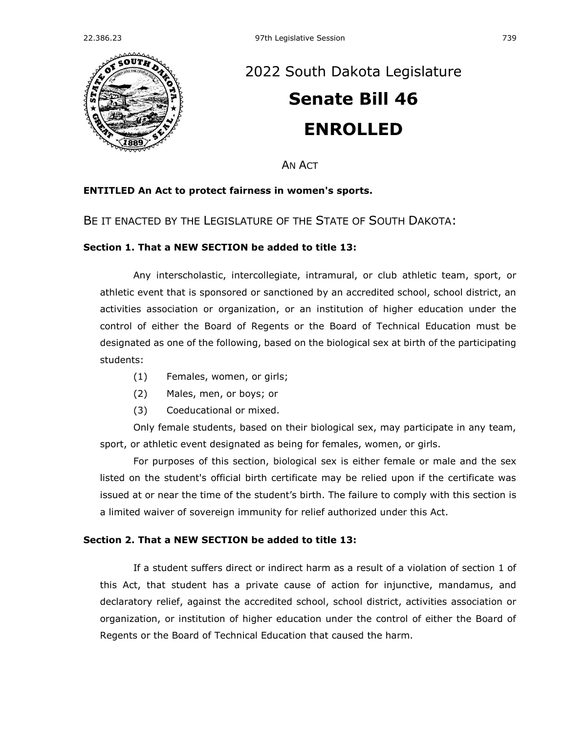# 2022 South Dakota Legislature

# Senate Bill 46

# ENROLLED

AN ACT

**ENTITLED An Act to protect fairness in women's sports.**

BE IT ENACTED BY THE LEGISLATURE OF THE STATE OF SOUTH DAKOTA:

**Section 1. That a NEW SECTION be added to title 13:**

Any interscholastic, intercollegiate, intramural, or club athletic team, sport, or athletic event that is sponsored or sanctioned by an accredited school, school district, an activities association or organization, or an institution of higher education under the control of either the Board of Regents or the Board of Technical Education must be designated as one of the following, based on the biological sex at birth of the participating students:

(1) Females, women, or girls;

(2) Males, men, or boys; or

(3) Coeducational or mixed.

Only female students, based on their biological sex, may participate in any team, sport, or athletic event designated as being for females, women, or girls.

For purposes of this section, biological sex is either female or male and the sex listed on the student's official birth certificate may be relied upon if the certificate was issued at or near the time of the student's birth. The failure to comply with this section is a limited waiver of sovereign immunity for relief authorized under this Act.

**Section 2. That a NEW SECTION be added to title 13:**

If a student suffers direct or indirect harm as a result of a violation of section 1 of this Act, that student has a private cause of action for injunctive, mandamus, and declaratory relief, against the accredited school, school district, activities association or organization, or institution of higher education under the control of either the Board of Regents or the Board of Technical Education that caused the harm.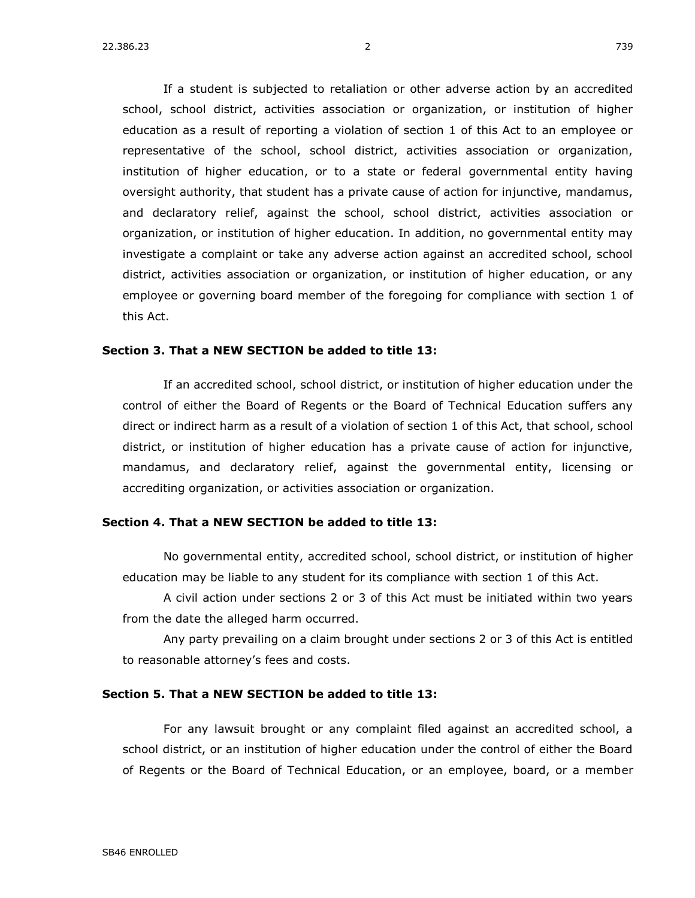If a student is subjected to retaliation or other adverse action by an accredited school, school district, activities association or organization, or institution of higher education as a result of reporting a violation of section 1 of this Act to an employee or representative of the school, school district, activities association or organization, institution of higher education, or to a state or federal governmental entity having oversight authority, that student has a private cause of action for injunctive, mandamus, and declaratory relief, against the school, school district, activities association or organization, or institution of higher education. In addition, no governmental entity may investigate a complaint or take any adverse action against an accredited school, school district, activities association or organization, or institution of higher education, or any employee or governing board member of the foregoing for compliance with section 1 of this Act.

**Section 3. That a NEW SECTION be added to title 13:**

If an accredited school, school district, or institution of higher education under the control of either the Board of Regents or the Board of Technical Education suffers any direct or indirect harm as a result of a violation of section 1 of this Act, that school, school district, or institution of higher education has a private cause of action for injunctive, mandamus, and declaratory relief, against the governmental entity, licensing or accrediting organization, or activities association or organization.

**Section 4. That a NEW SECTION be added to title 13:**

No governmental entity, accredited school, school district, or institution of higher education may be liable to any student for its compliance with section 1 of this Act.

A civil action under sections 2 or 3 of this Act must be initiated within two years from the date the alleged harm occurred.

Any party prevailing on a claim brought under sections 2 or 3 of this Act is entitled to reasonable attorney's fees and costs.

**Section 5. That a NEW SECTION be added to title 13:**

For any lawsuit brought or any complaint filed against an accredited school, a school district, or an institution of higher education under the control of either the Board of Regents or the Board of Technical Education, or an employee, board, or a member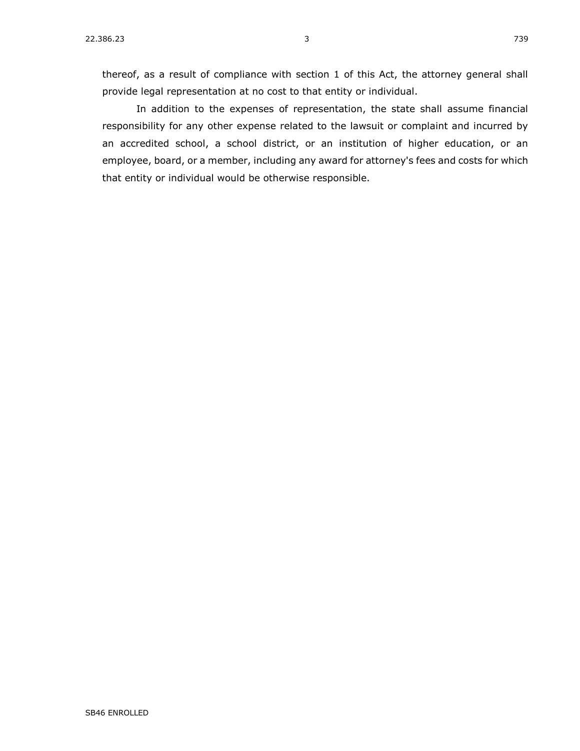thereof, as a result of compliance with section 1 of this Act, the attorney general shall provide legal representation at no cost to that entity or individual.

In addition to the expenses of representation, the state shall assume financial responsibility for any other expense related to the lawsuit or complaint and incurred by an accredited school, a school district, or an institution of higher education, or an employee, board, or a member, including any award for attorney's fees and costs for which that entity or individual would be otherwise responsible.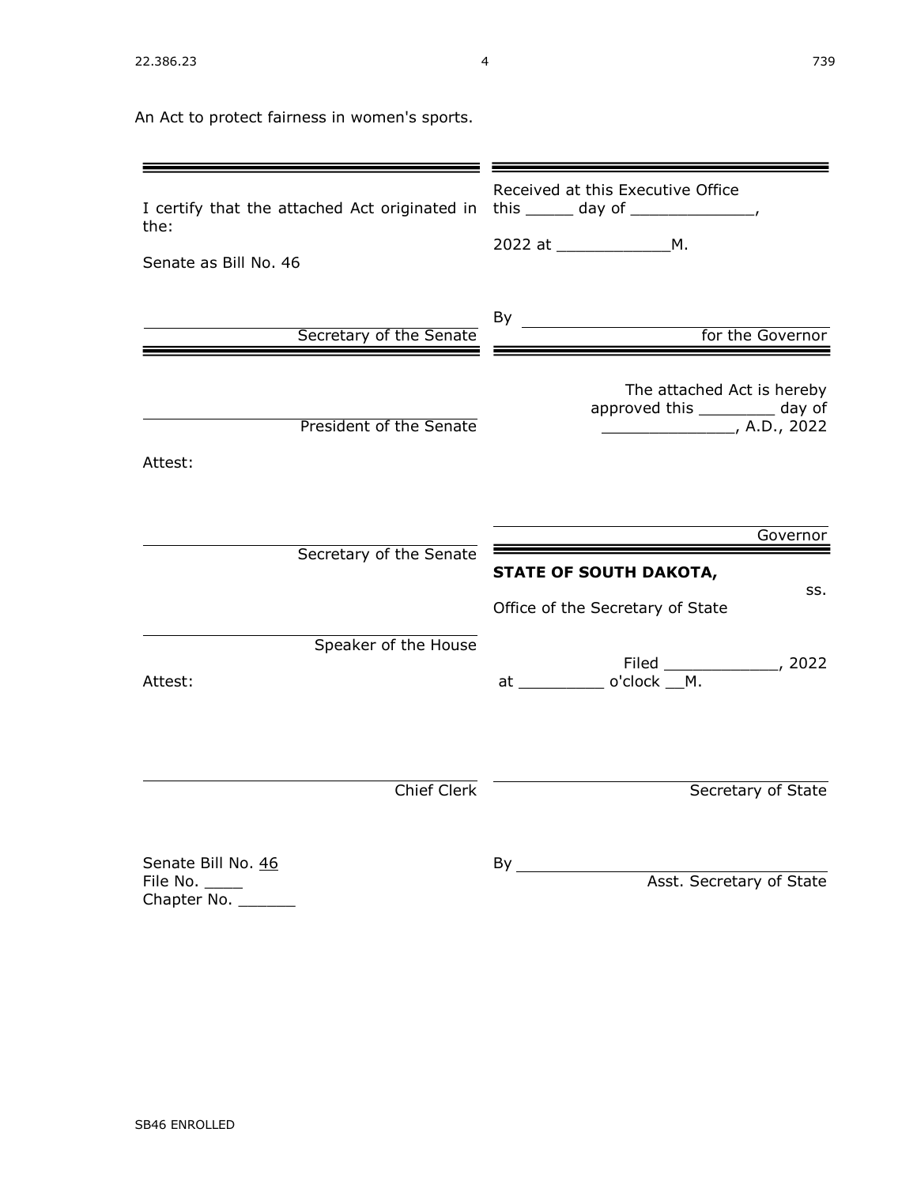An Act to protect fairness in women's sports.

I certify that the attached Act originated in the:

Senate as Bill No. 46

\_\_\_\_\_\_\_\_\_\_\_\_\_\_\_\_\_\_\_\_\_\_\_\_\_\_\_\_
Secretary of the Senate

\_\_\_\_\_\_\_\_\_\_\_\_\_\_\_\_\_\_\_\_\_\_\_\_\_\_\_\_
President of the Senate

Attest:

\_\_\_\_\_\_\_\_\_\_\_\_\_\_\_\_\_\_\_\_\_\_\_\_\_\_\_\_
Secretary of the Senate

\_\_\_\_\_\_\_\_\_\_\_\_\_\_\_\_\_\_\_\_\_\_\_\_\_\_\_\_
Speaker of the House

Attest:

\_\_\_\_\_\_\_\_\_\_\_\_\_\_\_\_\_\_\_\_\_\_\_\_\_\_\_\_
Chief Clerk

Senate Bill No. 46
File No. ____
Chapter No. ______

Received at this Executive Office this _____ day of _____________,

2022 at ____________M.

By \_\_\_\_\_\_\_\_\_\_\_\_\_\_\_\_\_\_\_\_\_\_\_\_\_\_\_\_
for the Governor

The attached Act is hereby approved this ________ day of ______________, A.D., 2022

\_\_\_\_\_\_\_\_\_\_\_\_\_\_\_\_\_\_\_\_\_\_\_\_\_\_\_\_
Governor

**STATE OF SOUTH DAKOTA,**

ss.

Office of the Secretary of State

Filed ____________, 2022
at _________ o'clock __M.

\_\_\_\_\_\_\_\_\_\_\_\_\_\_\_\_\_\_\_\_\_\_\_\_\_\_\_\_
Secretary of State

By \_\_\_\_\_\_\_\_\_\_\_\_\_\_\_\_\_\_\_\_\_\_\_\_\_\_\_\_
Asst. Secretary of State